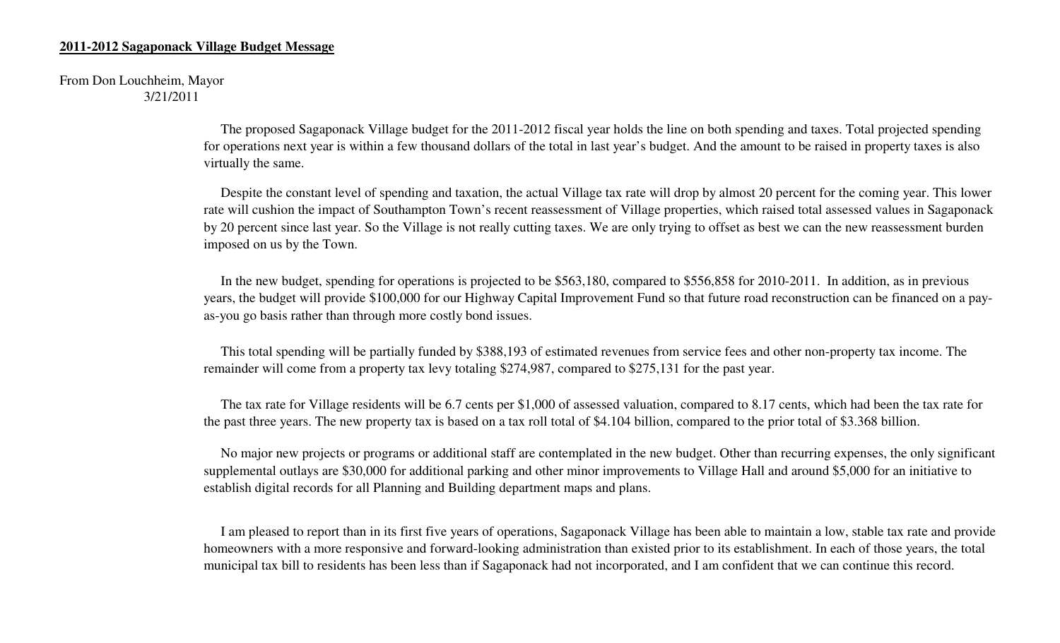**2011-2012 Sagaponack Village Budget Message**

From Don Louchheim, Mayor
3/21/2011

The proposed Sagaponack Village budget for the 2011-2012 fiscal year holds the line on both spending and taxes. Total projected spending for operations next year is within a few thousand dollars of the total in last year's budget. And the amount to be raised in property taxes is also virtually the same.

Despite the constant level of spending and taxation, the actual Village tax rate will drop by almost 20 percent for the coming year. This lower rate will cushion the impact of Southampton Town's recent reassessment of Village properties, which raised total assessed values in Sagaponack by 20 percent since last year. So the Village is not really cutting taxes. We are only trying to offset as best we can the new reassessment burden imposed on us by the Town.

In the new budget, spending for operations is projected to be $563,180, compared to $556,858 for 2010-2011. In addition, as in previous years, the budget will provide $100,000 for our Highway Capital Improvement Fund so that future road reconstruction can be financed on a pay-as-you go basis rather than through more costly bond issues.

This total spending will be partially funded by $388,193 of estimated revenues from service fees and other non-property tax income. The remainder will come from a property tax levy totaling $274,987, compared to $275,131 for the past year.

The tax rate for Village residents will be 6.7 cents per $1,000 of assessed valuation, compared to 8.17 cents, which had been the tax rate for the past three years. The new property tax is based on a tax roll total of $4.104 billion, compared to the prior total of $3.368 billion.

No major new projects or programs or additional staff are contemplated in the new budget. Other than recurring expenses, the only significant supplemental outlays are $30,000 for additional parking and other minor improvements to Village Hall and around $5,000 for an initiative to establish digital records for all Planning and Building department maps and plans.

I am pleased to report than in its first five years of operations, Sagaponack Village has been able to maintain a low, stable tax rate and provide homeowners with a more responsive and forward-looking administration than existed prior to its establishment. In each of those years, the total municipal tax bill to residents has been less than if Sagaponack had not incorporated, and I am confident that we can continue this record.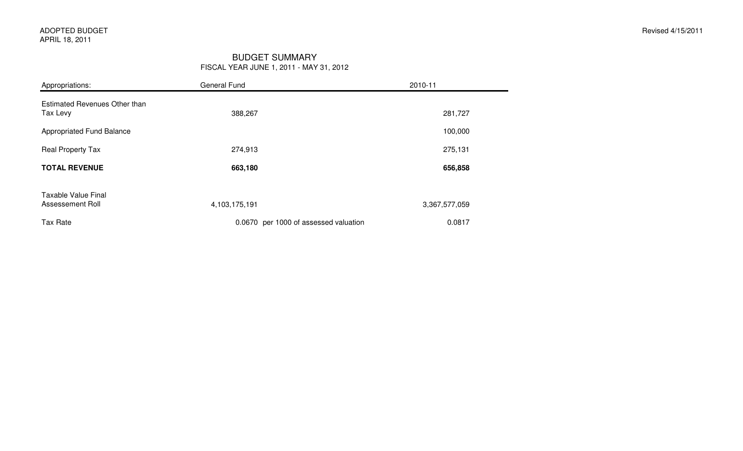ADOPTED BUDGET
APRIL 18, 2011

Revised 4/15/2011

## BUDGET SUMMARY

FISCAL YEAR JUNE 1, 2011 - MAY 31, 2012

| Appropriations: | General Fund | 2010-11 |
|---|---|---|
| Estimated Revenues Other than Tax Levy | 388,267 | 281,727 |
| Appropriated Fund Balance | | 100,000 |
| Real Property Tax | 274,913 | 275,131 |
| **TOTAL REVENUE** | **663,180** | **656,858** |
| Taxable Value Final Assessement Roll | 4,103,175,191 | 3,367,577,059 |
| Tax Rate | 0.0670 per 1000 of assessed valuation | 0.0817 |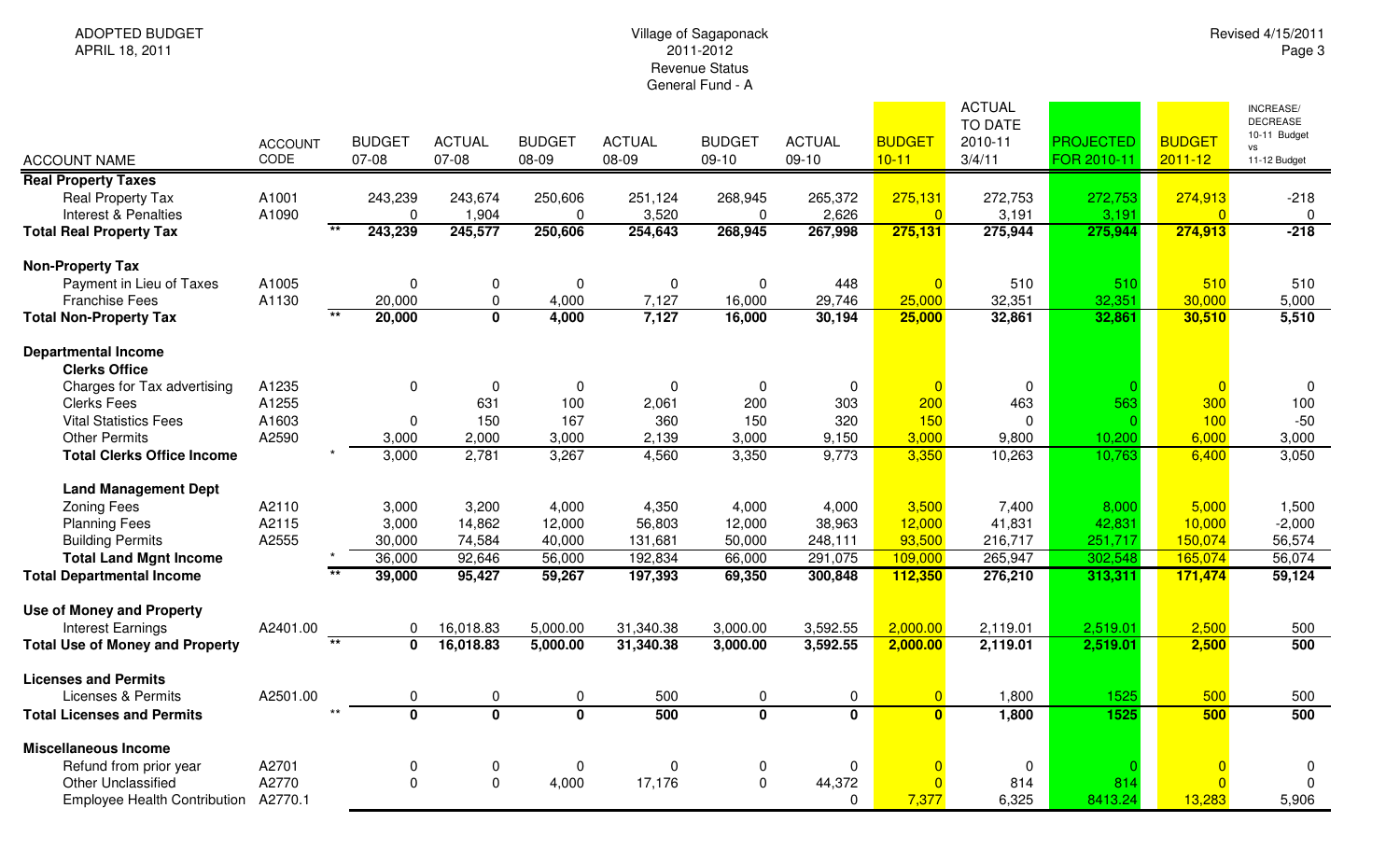ADOPTED BUDGET
APRIL 18, 2011

Village of Sagaponack
2011-2012
Revenue Status
General Fund - A

Revised 4/15/2011

| ACCOUNT NAME | ACCOUNT CODE | | BUDGET 07-08 | ACTUAL 07-08 | BUDGET 08-09 | ACTUAL 08-09 | BUDGET 09-10 | ACTUAL 09-10 | BUDGET 10-11 | ACTUAL TO DATE 2010-11 3/4/11 | PROJECTED FOR 2010-11 | BUDGET 2011-12 | INCREASE/ DECREASE 10-11 Budget vs 11-12 Budget |
|---|---|---|---|---|---|---|---|---|---|---|---|---|---|
| **Real Property Taxes** | | | | | | | | | | | | | |
| Real Property Tax | A1001 | | 243,239 | 243,674 | 250,606 | 251,124 | 268,945 | 265,372 | 275,131 | 272,753 | 272,753 | 274,913 | -218 |
| Interest & Penalties | A1090 | | 0 | 1,904 | 0 | 3,520 | 0 | 2,626 | 0 | 3,191 | 3,191 | 0 | 0 |
| **Total Real Property Tax** | | ** | **243,239** | **245,577** | **250,606** | **254,643** | **268,945** | **267,998** | **275,131** | **275,944** | **275,944** | **274,913** | **-218** |
| **Non-Property Tax** | | | | | | | | | | | | | |
| Payment in Lieu of Taxes | A1005 | | 0 | 0 | 0 | 0 | 0 | 448 | 0 | 510 | 510 | 510 | 510 |
| Franchise Fees | A1130 | | 20,000 | 0 | 4,000 | 7,127 | 16,000 | 29,746 | 25,000 | 32,351 | 32,351 | 30,000 | 5,000 |
| **Total Non-Property Tax** | | ** | **20,000** | **0** | **4,000** | **7,127** | **16,000** | **30,194** | **25,000** | **32,861** | **32,861** | **30,510** | **5,510** |
| **Departmental Income** | | | | | | | | | | | | | |
| **Clerks Office** | | | | | | | | | | | | | |
| Charges for Tax advertising | A1235 | | 0 | 0 | 0 | 0 | 0 | 0 | 0 | 0 | 0 | 0 | 0 |
| Clerks Fees | A1255 | | | 631 | 100 | 2,061 | 200 | 303 | 200 | 463 | 563 | 300 | 100 |
| Vital Statistics Fees | A1603 | | 0 | 150 | 167 | 360 | 150 | 320 | 150 | 0 | 0 | 100 | -50 |
| Other Permits | A2590 | | 3,000 | 2,000 | 3,000 | 2,139 | 3,000 | 9,150 | 3,000 | 9,800 | 10,200 | 6,000 | 3,000 |
| **Total Clerks Office Income** | | * | 3,000 | 2,781 | 3,267 | 4,560 | 3,350 | 9,773 | 3,350 | 10,263 | 10,763 | 6,400 | 3,050 |
| **Land Management Dept** | | | | | | | | | | | | | |
| Zoning Fees | A2110 | | 3,000 | 3,200 | 4,000 | 4,350 | 4,000 | 4,000 | 3,500 | 7,400 | 8,000 | 5,000 | 1,500 |
| Planning Fees | A2115 | | 3,000 | 14,862 | 12,000 | 56,803 | 12,000 | 38,963 | 12,000 | 41,831 | 42,831 | 10,000 | -2,000 |
| Building Permits | A2555 | | 30,000 | 74,584 | 40,000 | 131,681 | 50,000 | 248,111 | 93,500 | 216,717 | 251,717 | 150,074 | 56,574 |
| **Total Land Mgnt Income** | | * | 36,000 | 92,646 | 56,000 | 192,834 | 66,000 | 291,075 | 109,000 | 265,947 | 302,548 | 165,074 | 56,074 |
| **Total Departmental Income** | | ** | **39,000** | **95,427** | **59,267** | **197,393** | **69,350** | **300,848** | **112,350** | **276,210** | **313,311** | **171,474** | **59,124** |
| **Use of Money and Property** | | | | | | | | | | | | | |
| Interest Earnings | A2401.00 | | 0 | 16,018.83 | 5,000.00 | 31,340.38 | 3,000.00 | 3,592.55 | 2,000.00 | 2,119.01 | 2,519.01 | 2,500 | 500 |
| **Total Use of Money and Property** | | ** | **0** | **16,018.83** | **5,000.00** | **31,340.38** | **3,000.00** | **3,592.55** | **2,000.00** | **2,119.01** | **2,519.01** | **2,500** | **500** |
| **Licenses and Permits** | | | | | | | | | | | | | |
| Licenses & Permits | A2501.00 | | 0 | 0 | 0 | 500 | 0 | 0 | 0 | 1,800 | 1525 | 500 | 500 |
| **Total Licenses and Permits** | | ** | **0** | **0** | **0** | **500** | **0** | **0** | **0** | **1,800** | **1525** | **500** | **500** |
| **Miscellaneous Income** | | | | | | | | | | | | | |
| Refund from prior year | A2701 | | 0 | 0 | 0 | 0 | 0 | 0 | 0 | 0 | 0 | 0 | 0 |
| Other Unclassified | A2770 | | 0 | 0 | 4,000 | 17,176 | 0 | 44,372 | 0 | 814 | 814 | 0 | 0 |
| Employee Health Contribution | A2770.1 | | | | | | | 0 | 7,377 | 6,325 | 8413.24 | 13,283 | 5,906 |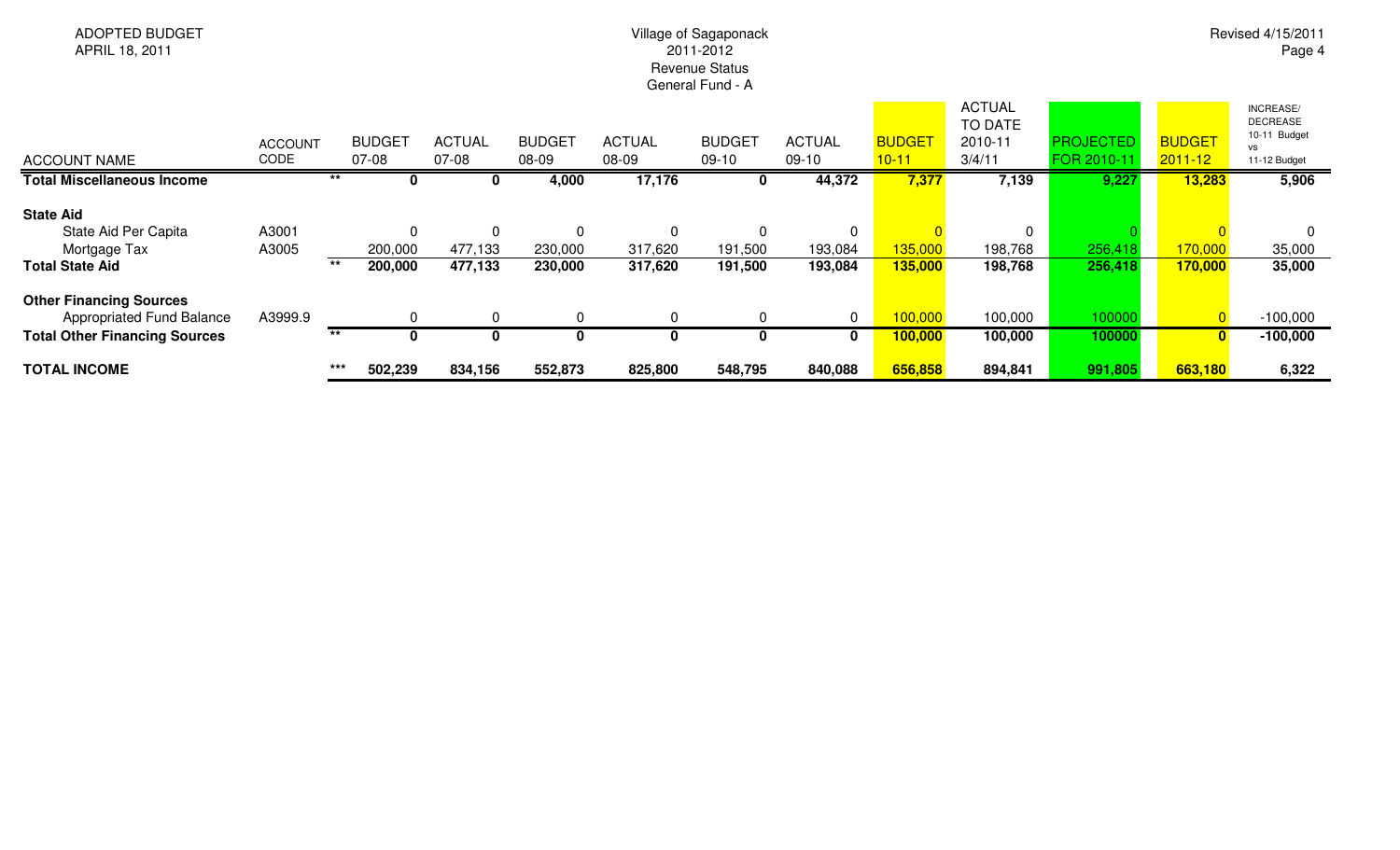ADOPTED BUDGET
APRIL 18, 2011

Village of Sagaponack
2011-2012
Revenue Status
General Fund - A

Revised 4/15/2011

| ACCOUNT NAME | ACCOUNT CODE | | BUDGET 07-08 | ACTUAL 07-08 | BUDGET 08-09 | ACTUAL 08-09 | BUDGET 09-10 | ACTUAL 09-10 | BUDGET 10-11 | ACTUAL TO DATE 2010-11 3/4/11 | PROJECTED FOR 2010-11 | BUDGET 2011-12 | INCREASE/ DECREASE 10-11 Budget vs 11-12 Budget |
|---|---|---|---|---|---|---|---|---|---|---|---|---|---|
| **Total Miscellaneous Income** | | ** | **0** | **0** | **4,000** | **17,176** | **0** | **44,372** | **7,377** | **7,139** | **9,227** | **13,283** | **5,906** |
| **State Aid** | | | | | | | | | | | | | |
| State Aid Per Capita | A3001 | | 0 | 0 | 0 | 0 | 0 | 0 | 0 | 0 | 0 | 0 | 0 |
| Mortgage Tax | A3005 | | 200,000 | 477,133 | 230,000 | 317,620 | 191,500 | 193,084 | 135,000 | 198,768 | 256,418 | 170,000 | 35,000 |
| **Total State Aid** | | ** | **200,000** | **477,133** | **230,000** | **317,620** | **191,500** | **193,084** | **135,000** | **198,768** | **256,418** | **170,000** | **35,000** |
| **Other Financing Sources** | | | | | | | | | | | | | |
| Appropriated Fund Balance | A3999.9 | | 0 | 0 | 0 | 0 | 0 | 0 | 100,000 | 100,000 | 100000 | 0 | -100,000 |
| **Total Other Financing Sources** | | ** | **0** | **0** | **0** | **0** | **0** | **0** | **100,000** | **100,000** | **100000** | **0** | **-100,000** |
| **TOTAL INCOME** | | *** | **502,239** | **834,156** | **552,873** | **825,800** | **548,795** | **840,088** | **656,858** | **894,841** | **991,805** | **663,180** | **6,322** |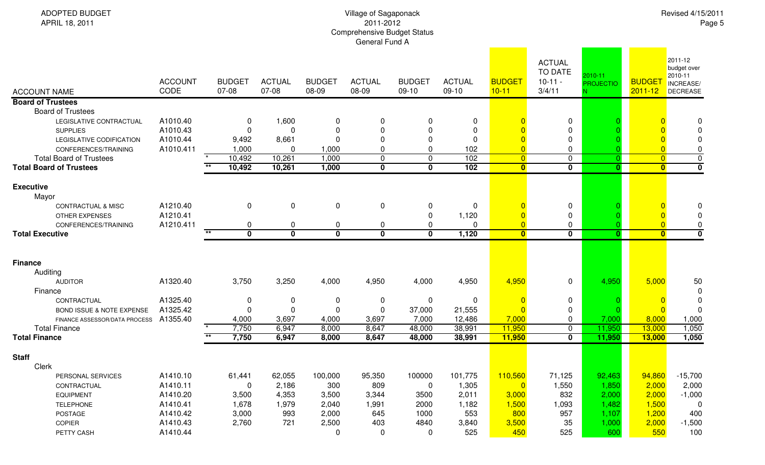ADOPTED BUDGET
APRIL 18, 2011

Village of Sagaponack
2011-2012
Comprehensive Budget Status
General Fund A

Revised 4/15/2011

| ACCOUNT NAME | ACCOUNT CODE | | BUDGET 07-08 | ACTUAL 07-08 | BUDGET 08-09 | ACTUAL 08-09 | BUDGET 09-10 | ACTUAL 09-10 | BUDGET 10-11 | ACTUAL TO DATE 10-11 - 3/4/11 | 2010-11 PROJECTION | BUDGET 2011-12 | 2011-12 budget over 2010-11 INCREASE/ DECREASE |
|---|---|---|---|---|---|---|---|---|---|---|---|---|---|
| **Board of Trustees** | | | | | | | | | | | | | |
| Board of Trustees | | | | | | | | | | | | | |
| LEGISLATIVE CONTRACTUAL | A1010.40 | | 0 | 1,600 | 0 | 0 | 0 | 0 | 0 | 0 | 0 | 0 | 0 |
| SUPPLIES | A1010.43 | | 0 | 0 | 0 | 0 | 0 | 0 | 0 | 0 | 0 | 0 | 0 |
| LEGISLATIVE CODIFICATION | A1010.44 | | 9,492 | 8,661 | 0 | 0 | 0 | 0 | 0 | 0 | 0 | 0 | 0 |
| CONFERENCES/TRAINING | A1010.411 | | 1,000 | 0 | 1,000 | 0 | 0 | 102 | 0 | 0 | 0 | 0 | 0 |
| Total Board of Trustees | | * | 10,492 | 10,261 | 1,000 | 0 | 0 | 102 | 0 | 0 | 0 | 0 | 0 |
| **Total Board of Trustees** | | ** | **10,492** | **10,261** | **1,000** | **0** | **0** | **102** | **0** | **0** | **0** | **0** | **0** |
| **Executive** | | | | | | | | | | | | | |
| Mayor | | | | | | | | | | | | | |
| CONTRACTUAL & MISC | A1210.40 | | 0 | 0 | 0 | 0 | 0 | 0 | 0 | 0 | 0 | 0 | 0 |
| OTHER EXPENSES | A1210.41 | | | | | | 0 | 1,120 | 0 | 0 | 0 | 0 | 0 |
| CONFERENCES/TRAINING | A1210.411 | | 0 | 0 | 0 | 0 | 0 | 0 | 0 | 0 | 0 | 0 | 0 |
| **Total Executive** | | ** | **0** | **0** | **0** | **0** | **0** | **1,120** | **0** | **0** | **0** | **0** | **0** |
| **Finance** | | | | | | | | | | | | | |
| Auditing | | | | | | | | | | | | | |
| AUDITOR | A1320.40 | | 3,750 | 3,250 | 4,000 | 4,950 | 4,000 | 4,950 | 4,950 | 0 | 4,950 | 5,000 | 50 |
| Finance | | | | | | | | | | | | | 0 |
| CONTRACTUAL | A1325.40 | | 0 | 0 | 0 | 0 | 0 | 0 | 0 | 0 | 0 | 0 | 0 |
| BOND ISSUE & NOTE EXPENSE | A1325.42 | | 0 | 0 | 0 | 0 | 37,000 | 21,555 | 0 | 0 | 0 | 0 | 0 |
| FINANCE ASSESSOR/DATA PROCESS | A1355.40 | | 4,000 | 3,697 | 4,000 | 3,697 | 7,000 | 12,486 | 7,000 | 0 | 7,000 | 8,000 | 1,000 |
| Total Finance | | * | 7,750 | 6,947 | 8,000 | 8,647 | 48,000 | 38,991 | 11,950 | 0 | 11,950 | 13,000 | 1,050 |
| **Total Finance** | | ** | **7,750** | **6,947** | **8,000** | **8,647** | **48,000** | **38,991** | **11,950** | **0** | **11,950** | **13,000** | **1,050** |
| **Staff** | | | | | | | | | | | | | |
| Clerk | | | | | | | | | | | | | |
| PERSONAL SERVICES | A1410.10 | | 61,441 | 62,055 | 100,000 | 95,350 | 100000 | 101,775 | 110,560 | 71,125 | 92,463 | 94,860 | -15,700 |
| CONTRACTUAL | A1410.11 | | 0 | 2,186 | 300 | 809 | 0 | 1,305 | 0 | 1,550 | 1,850 | 2,000 | 2,000 |
| EQUIPMENT | A1410.20 | | 3,500 | 4,353 | 3,500 | 3,344 | 3500 | 2,011 | 3,000 | 832 | 2,000 | 2,000 | -1,000 |
| TELEPHONE | A1410.41 | | 1,678 | 1,979 | 2,040 | 1,991 | 2000 | 1,182 | 1,500 | 1,093 | 1,482 | 1,500 | 0 |
| POSTAGE | A1410.42 | | 3,000 | 993 | 2,000 | 645 | 1000 | 553 | 800 | 957 | 1,107 | 1,200 | 400 |
| COPIER | A1410.43 | | 2,760 | 721 | 2,500 | 403 | 4840 | 3,840 | 3,500 | 35 | 1,000 | 2,000 | -1,500 |
| PETTY CASH | A1410.44 | | | | 0 | 0 | 0 | 525 | 450 | 525 | 600 | 550 | 100 |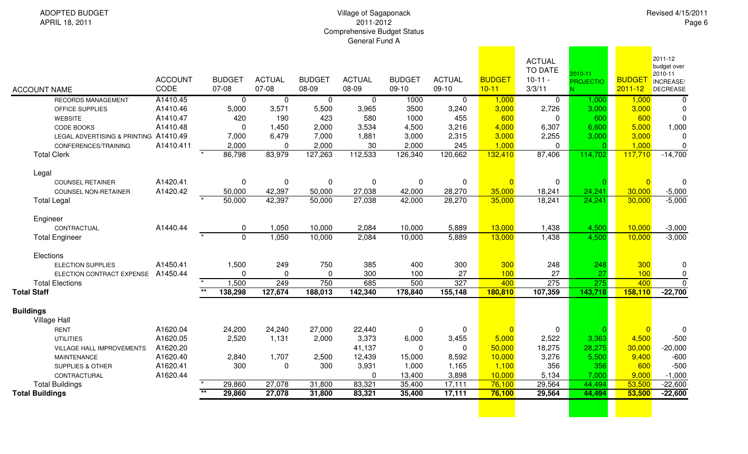ADOPTED BUDGET
APRIL 18, 2011

Village of Sagaponack
2011-2012
Comprehensive Budget Status
General Fund A

Revised 4/15/2011

| ACCOUNT NAME | ACCOUNT CODE | | BUDGET 07-08 | ACTUAL 07-08 | BUDGET 08-09 | ACTUAL 08-09 | BUDGET 09-10 | ACTUAL 09-10 | BUDGET 10-11 | ACTUAL TO DATE 10-11 - 3/3/11 | 2010-11 PROJECTION | BUDGET 2011-12 | 2011-12 budget over 2010-11 INCREASE/ DECREASE |
|---|---|---|---|---|---|---|---|---|---|---|---|---|---|
| RECORDS MANAGEMENT | A1410.45 | | 0 | 0 | 0 | 0 | 1000 | 0 | 1,000 | 0 | 1,000 | 1,000 | 0 |
| OFFICE SUPPLIES | A1410.46 | | 5,000 | 3,571 | 5,500 | 3,965 | 3500 | 3,240 | 3,000 | 2,726 | 3,000 | 3,000 | 0 |
| WEBSITE | A1410.47 | | 420 | 190 | 423 | 580 | 1000 | 455 | 600 | 0 | 600 | 600 | 0 |
| CODE BOOKS | A1410.48 | | 0 | 1,450 | 2,000 | 3,534 | 4,500 | 3,216 | 4,000 | 6,307 | 6,600 | 5,000 | 1,000 |
| LEGAL ADVERTISING & PRINTING | A1410.49 | | 7,000 | 6,479 | 7,000 | 1,881 | 3,000 | 2,315 | 3,000 | 2,255 | 3,000 | 3,000 | 0 |
| CONFERENCES/TRAINING | A1410.411 | | 2,000 | 0 | 2,000 | 30 | 2,000 | 245 | 1,000 | 0 | 0 | 1,000 | 0 |
| **Total Clerk** | | * | 86,798 | 83,979 | 127,263 | 112,533 | 126,340 | 120,662 | 132,410 | 87,406 | 114,702 | 117,710 | -14,700 |
| **Legal** | | | | | | | | | | | | | |
| COUNSEL RETAINER | A1420.41 | | 0 | 0 | 0 | 0 | 0 | 0 | 0 | 0 | 0 | 0 | 0 |
| COUNSEL NON-RETAINER | A1420.42 | | 50,000 | 42,397 | 50,000 | 27,038 | 42,000 | 28,270 | 35,000 | 18,241 | 24,241 | 30,000 | -5,000 |
| **Total Legal** | | * | 50,000 | 42,397 | 50,000 | 27,038 | 42,000 | 28,270 | 35,000 | 18,241 | 24,241 | 30,000 | -5,000 |
| **Engineer** | | | | | | | | | | | | | |
| CONTRACTUAL | A1440.44 | | 0 | 1,050 | 10,000 | 2,084 | 10,000 | 5,889 | 13,000 | 1,438 | 4,500 | 10,000 | -3,000 |
| **Total Engineer** | | * | 0 | 1,050 | 10,000 | 2,084 | 10,000 | 5,889 | 13,000 | 1,438 | 4,500 | 10,000 | -3,000 |
| **Elections** | | | | | | | | | | | | | |
| ELECTION SUPPLIES | A1450.41 | | 1,500 | 249 | 750 | 385 | 400 | 300 | 300 | 248 | 248 | 300 | 0 |
| ELECTION CONTRACT EXPENSE | A1450.44 | | 0 | 0 | 0 | 300 | 100 | 27 | 100 | 27 | 27 | 100 | 0 |
| **Total Elections** | | * | 1,500 | 249 | 750 | 685 | 500 | 327 | 400 | 275 | 275 | 400 | 0 |
| **Total Staff** | | ** | 138,298 | 127,674 | 188,013 | 142,340 | 178,840 | 155,148 | 180,810 | 107,359 | 143,718 | 158,110 | -22,700 |
| **Buildings** | | | | | | | | | | | | | |
| **Village Hall** | | | | | | | | | | | | | |
| RENT | A1620.04 | | 24,200 | 24,240 | 27,000 | 22,440 | 0 | 0 | 0 | 0 | 0 | 0 | 0 |
| UTILITIES | A1620.05 | | 2,520 | 1,131 | 2,000 | 3,373 | 6,000 | 3,455 | 5,000 | 2,522 | 3,363 | 4,500 | -500 |
| VILLAGE HALL IMPROVEMENTS | A1620.20 | | | | | 41,137 | 0 | 0 | 50,000 | 18,275 | 28,275 | 30,000 | -20,000 |
| MAINTENANCE | A1620.40 | | 2,840 | 1,707 | 2,500 | 12,439 | 15,000 | 8,592 | 10,000 | 3,276 | 5,500 | 9,400 | -600 |
| SUPPLIES & OTHER | A1620.41 | | 300 | 0 | 300 | 3,931 | 1,000 | 1,165 | 1,100 | 356 | 356 | 600 | -500 |
| CONTRACTURAL | A1620.44 | | | | | 0 | 13,400 | 3,898 | 10,000 | 5,134 | 7,000 | 9,000 | -1,000 |
| **Total Buildings** | | * | 29,860 | 27,078 | 31,800 | 83,321 | 35,400 | 17,111 | 76,100 | 29,564 | 44,494 | 53,500 | -22,600 |
| **Total Buildings** | | ** | 29,860 | 27,078 | 31,800 | 83,321 | 35,400 | 17,111 | 76,100 | 29,564 | 44,494 | 53,500 | -22,600 |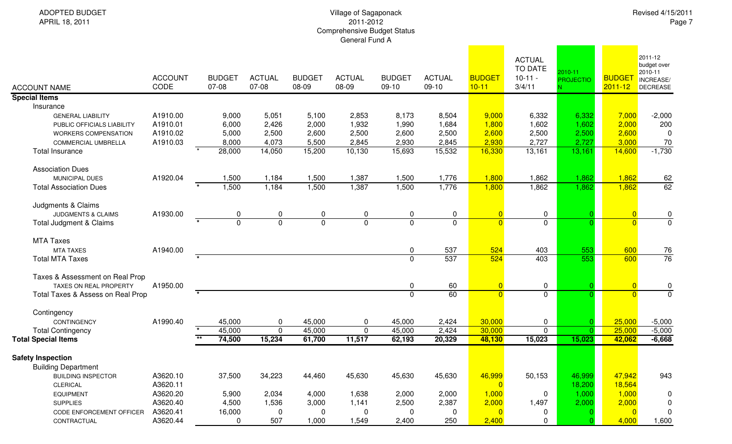ADOPTED BUDGET
APRIL 18, 2011

Village of Sagaponack
2011-2012
Comprehensive Budget Status
General Fund A

Revised 4/15/2011

| ACCOUNT NAME | ACCOUNT CODE | | BUDGET 07-08 | ACTUAL 07-08 | BUDGET 08-09 | ACTUAL 08-09 | BUDGET 09-10 | ACTUAL 09-10 | BUDGET 10-11 | ACTUAL TO DATE 10-11 - 3/4/11 | 2010-11 PROJECTION | BUDGET 2011-12 | 2011-12 budget over 2010-11 INCREASE/ DECREASE |
|---|---|---|---|---|---|---|---|---|---|---|---|---|---|
| **Special Items** | | | | | | | | | | | | | |
| Insurance | | | | | | | | | | | | | |
| GENERAL LIABILITY | A1910.00 | | 9,000 | 5,051 | 5,100 | 2,853 | 8,173 | 8,504 | 9,000 | 6,332 | 6,332 | 7,000 | -2,000 |
| PUBLIC OFFICIALS LIABILITY | A1910.01 | | 6,000 | 2,426 | 2,000 | 1,932 | 1,990 | 1,684 | 1,800 | 1,602 | 1,602 | 2,000 | 200 |
| WORKERS COMPENSATION | A1910.02 | | 5,000 | 2,500 | 2,600 | 2,500 | 2,600 | 2,500 | 2,600 | 2,500 | 2,500 | 2,600 | 0 |
| COMMERCIAL UMBRELLA | A1910.03 | | 8,000 | 4,073 | 5,500 | 2,845 | 2,930 | 2,845 | 2,930 | 2,727 | 2,727 | 3,000 | 70 |
| Total Insurance | | * | 28,000 | 14,050 | 15,200 | 10,130 | 15,693 | 15,532 | 16,330 | 13,161 | 13,161 | 14,600 | -1,730 |
| Association Dues | | | | | | | | | | | | | |
| MUNICIPAL DUES | A1920.04 | | 1,500 | 1,184 | 1,500 | 1,387 | 1,500 | 1,776 | 1,800 | 1,862 | 1,862 | 1,862 | 62 |
| Total Association Dues | | * | 1,500 | 1,184 | 1,500 | 1,387 | 1,500 | 1,776 | 1,800 | 1,862 | 1,862 | 1,862 | 62 |
| Judgments & Claims | | | | | | | | | | | | | |
| JUDGMENTS & CLAIMS | A1930.00 | | 0 | 0 | 0 | 0 | 0 | 0 | 0 | 0 | 0 | 0 | 0 |
| Total Judgment & Claims | | * | 0 | 0 | 0 | 0 | 0 | 0 | 0 | 0 | 0 | 0 | 0 |
| MTA Taxes | | | | | | | | | | | | | |
| MTA TAXES | A1940.00 | | | | | | 0 | 537 | 524 | 403 | 553 | 600 | 76 |
| Total MTA Taxes | | * | | | | | 0 | 537 | 524 | 403 | 553 | 600 | 76 |
| Taxes & Assessment on Real Prop | | | | | | | | | | | | | |
| TAXES ON REAL PROPERTY | A1950.00 | | | | | | 0 | 60 | 0 | 0 | 0 | 0 | 0 |
| Total Taxes & Assess on Real Prop | | * | | | | | 0 | 60 | 0 | 0 | 0 | 0 | 0 |
| Contingency | | | | | | | | | | | | | |
| CONTINGENCY | A1990.40 | | 45,000 | 0 | 45,000 | 0 | 45,000 | 2,424 | 30,000 | 0 | 0 | 25,000 | -5,000 |
| Total Contingency | | * | 45,000 | 0 | 45,000 | 0 | 45,000 | 2,424 | 30,000 | 0 | 0 | 25,000 | -5,000 |
| **Total Special Items** | | ** | 74,500 | 15,234 | 61,700 | 11,517 | 62,193 | 20,329 | 48,130 | 15,023 | 15,023 | 42,062 | -6,668 |
| **Safety Inspection** | | | | | | | | | | | | | |
| Building Department | | | | | | | | | | | | | |
| BUILDING INSPECTOR | A3620.10 | | 37,500 | 34,223 | 44,460 | 45,630 | 45,630 | 45,630 | 46,999 | 50,153 | 46,999 | 47,942 | 943 |
| CLERICAL | A3620.11 | | | | | | | | 0 | | 18,200 | 18,564 | |
| EQUIPMENT | A3620.20 | | 5,900 | 2,034 | 4,000 | 1,638 | 2,000 | 2,000 | 1,000 | 0 | 1,000 | 1,000 | 0 |
| SUPPLIES | A3620.40 | | 4,500 | 1,536 | 3,000 | 1,141 | 2,500 | 2,387 | 2,000 | 1,497 | 2,000 | 2,000 | 0 |
| CODE ENFORCEMENT OFFICER | A3620.41 | | 16,000 | 0 | 0 | 0 | 0 | 0 | 0 | 0 | 0 | 0 | 0 |
| CONTRACTUAL | A3620.44 | | 0 | 507 | 1,000 | 1,549 | 2,400 | 250 | 2,400 | 0 | 0 | 4,000 | 1,600 |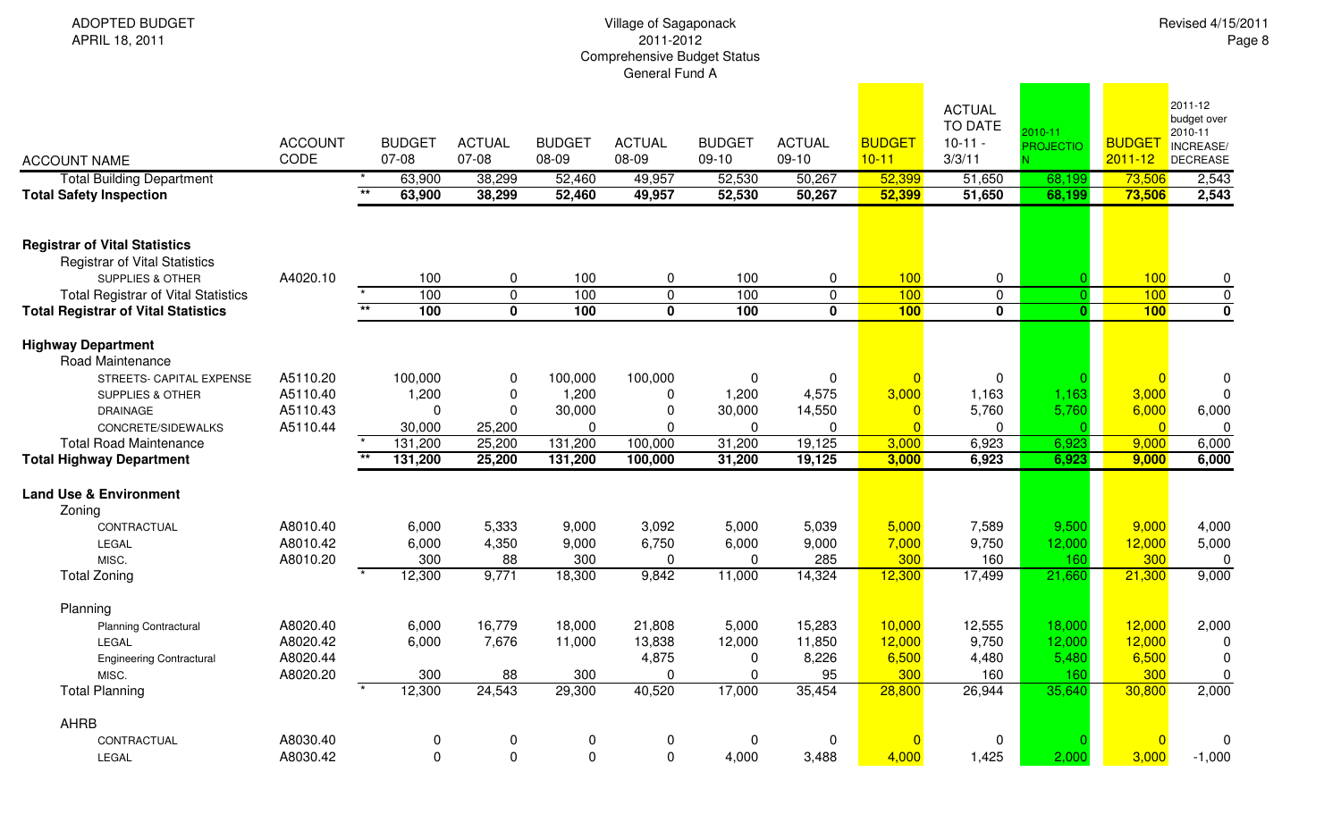ADOPTED BUDGET
APRIL 18, 2011

Village of Sagaponack
2011-2012
Comprehensive Budget Status
General Fund A

Revised 4/15/2011

| ACCOUNT NAME | ACCOUNT CODE | | BUDGET 07-08 | ACTUAL 07-08 | BUDGET 08-09 | ACTUAL 08-09 | BUDGET 09-10 | ACTUAL 09-10 | BUDGET 10-11 | ACTUAL TO DATE 10-11 - 3/3/11 | 2010-11 PROJECTION | BUDGET 2011-12 | 2011-12 budget over 2010-11 INCREASE/ DECREASE |
|---|---|---|---|---|---|---|---|---|---|---|---|---|---|
| Total Building Department | | * | 63,900 | 38,299 | 52,460 | 49,957 | 52,530 | 50,267 | 52,399 | 51,650 | 68,199 | 73,506 | 2,543 |
| **Total Safety Inspection** | | ** | **63,900** | **38,299** | **52,460** | **49,957** | **52,530** | **50,267** | **52,399** | **51,650** | **68,199** | **73,506** | **2,543** |
| | | | | | | | | | | | | | |
| **Registrar of Vital Statistics** | | | | | | | | | | | | | |
| Registrar of Vital Statistics | | | | | | | | | | | | | |
| SUPPLIES & OTHER | A4020.10 | | 100 | 0 | 100 | 0 | 100 | 0 | 100 | 0 | 0 | 100 | 0 |
| Total Registrar of Vital Statistics | | * | 100 | 0 | 100 | 0 | 100 | 0 | 100 | 0 | 0 | 100 | 0 |
| **Total Registrar of Vital Statistics** | | ** | **100** | **0** | **100** | **0** | **100** | **0** | **100** | **0** | **0** | **100** | **0** |
| | | | | | | | | | | | | | |
| **Highway Department** | | | | | | | | | | | | | |
| Road Maintenance | | | | | | | | | | | | | |
| STREETS- CAPITAL EXPENSE | A5110.20 | | 100,000 | 0 | 100,000 | 100,000 | 0 | 0 | 0 | 0 | 0 | 0 | 0 |
| SUPPLIES & OTHER | A5110.40 | | 1,200 | 0 | 1,200 | 0 | 1,200 | 4,575 | 3,000 | 1,163 | 1,163 | 3,000 | 0 |
| DRAINAGE | A5110.43 | | 0 | 0 | 30,000 | 0 | 30,000 | 14,550 | 0 | 5,760 | 5,760 | 6,000 | 6,000 |
| CONCRETE/SIDEWALKS | A5110.44 | | 30,000 | 25,200 | 0 | 0 | 0 | 0 | 0 | 0 | 0 | 0 | 0 |
| Total Road Maintenance | | * | 131,200 | 25,200 | 131,200 | 100,000 | 31,200 | 19,125 | 3,000 | 6,923 | 6,923 | 9,000 | 6,000 |
| **Total Highway Department** | | ** | **131,200** | **25,200** | **131,200** | **100,000** | **31,200** | **19,125** | **3,000** | **6,923** | **6,923** | **9,000** | **6,000** |
| | | | | | | | | | | | | | |
| **Land Use & Environment** | | | | | | | | | | | | | |
| Zoning | | | | | | | | | | | | | |
| CONTRACTUAL | A8010.40 | | 6,000 | 5,333 | 9,000 | 3,092 | 5,000 | 5,039 | 5,000 | 7,589 | 9,500 | 9,000 | 4,000 |
| LEGAL | A8010.42 | | 6,000 | 4,350 | 9,000 | 6,750 | 6,000 | 9,000 | 7,000 | 9,750 | 12,000 | 12,000 | 5,000 |
| MISC. | A8010.20 | | 300 | 88 | 300 | 0 | 0 | 285 | 300 | 160 | 160 | 300 | 0 |
| Total Zoning | | * | 12,300 | 9,771 | 18,300 | 9,842 | 11,000 | 14,324 | 12,300 | 17,499 | 21,660 | 21,300 | 9,000 |
| | | | | | | | | | | | | | |
| Planning | | | | | | | | | | | | | |
| Planning Contractural | A8020.40 | | 6,000 | 16,779 | 18,000 | 21,808 | 5,000 | 15,283 | 10,000 | 12,555 | 18,000 | 12,000 | 2,000 |
| LEGAL | A8020.42 | | 6,000 | 7,676 | 11,000 | 13,838 | 12,000 | 11,850 | 12,000 | 9,750 | 12,000 | 12,000 | 0 |
| Engineering Contractural | A8020.44 | | | | | 4,875 | 0 | 8,226 | 6,500 | 4,480 | 5,480 | 6,500 | 0 |
| MISC. | A8020.20 | | 300 | 88 | 300 | 0 | 0 | 95 | 300 | 160 | 160 | 300 | 0 |
| Total Planning | | * | 12,300 | 24,543 | 29,300 | 40,520 | 17,000 | 35,454 | 28,800 | 26,944 | 35,640 | 30,800 | 2,000 |
| | | | | | | | | | | | | | |
| AHRB | | | | | | | | | | | | | |
| CONTRACTUAL | A8030.40 | | 0 | 0 | 0 | 0 | 0 | 0 | 0 | 0 | 0 | 0 | 0 |
| LEGAL | A8030.42 | | 0 | 0 | 0 | 0 | 4,000 | 3,488 | 4,000 | 1,425 | 2,000 | 3,000 | -1,000 |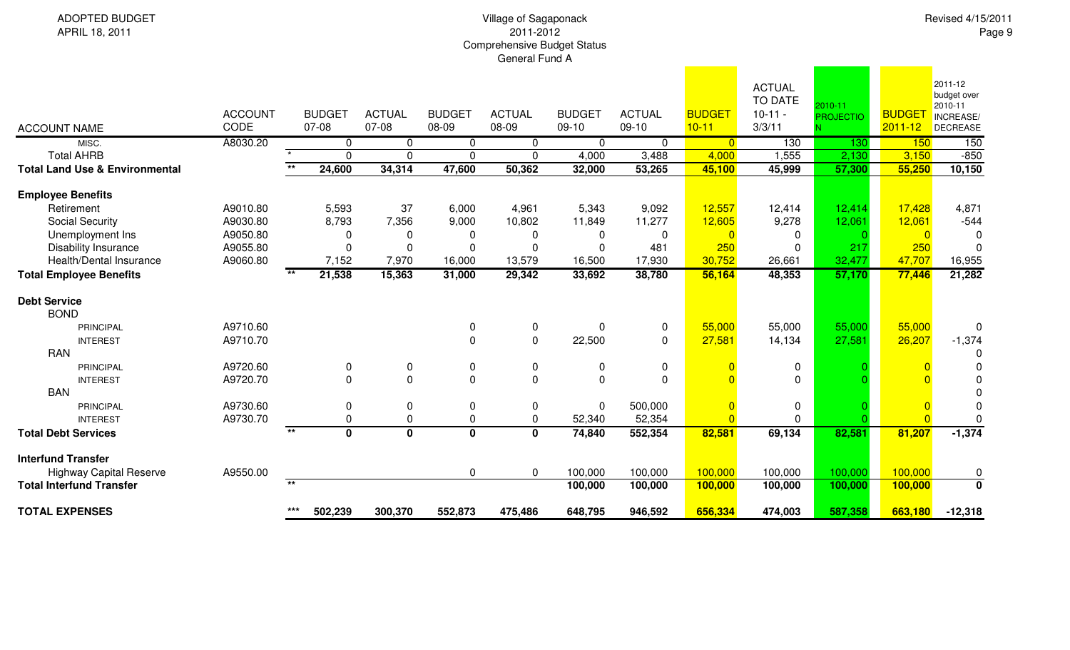ADOPTED BUDGET
APRIL 18, 2011

Revised 4/15/2011

# Village of Sagaponack
## 2011-2012
## Comprehensive Budget Status
## General Fund A

| ACCOUNT NAME | ACCOUNT CODE | | BUDGET 07-08 | ACTUAL 07-08 | BUDGET 08-09 | ACTUAL 08-09 | BUDGET 09-10 | ACTUAL 09-10 | BUDGET 10-11 | ACTUAL TO DATE 10-11 - 3/3/11 | 2010-11 PROJECTION | BUDGET 2011-12 | 2011-12 budget over 2010-11 INCREASE/ DECREASE |
|---|---|---|---|---|---|---|---|---|---|---|---|---|---|
| MISC. | A8030.20 | | 0 | 0 | 0 | 0 | 0 | 0 | 0 | 130 | 130 | 150 | 150 |
| Total AHRB | | * | 0 | 0 | 0 | 0 | 4,000 | 3,488 | 4,000 | 1,555 | 2,130 | 3,150 | -850 |
| **Total Land Use & Environmental** | | ** | **24,600** | **34,314** | **47,600** | **50,362** | **32,000** | **53,265** | **45,100** | **45,999** | **57,300** | **55,250** | **10,150** |
| **Employee Benefits** | | | | | | | | | | | | | |
| Retirement | A9010.80 | | 5,593 | 37 | 6,000 | 4,961 | 5,343 | 9,092 | 12,557 | 12,414 | 12,414 | 17,428 | 4,871 |
| Social Security | A9030.80 | | 8,793 | 7,356 | 9,000 | 10,802 | 11,849 | 11,277 | 12,605 | 9,278 | 12,061 | 12,061 | -544 |
| Unemployment Ins | A9050.80 | | 0 | 0 | 0 | 0 | 0 | 0 | 0 | 0 | 0 | 0 | 0 |
| Disability Insurance | A9055.80 | | 0 | 0 | 0 | 0 | 0 | 481 | 250 | 0 | 217 | 250 | 0 |
| Health/Dental Insurance | A9060.80 | | 7,152 | 7,970 | 16,000 | 13,579 | 16,500 | 17,930 | 30,752 | 26,661 | 32,477 | 47,707 | 16,955 |
| **Total Employee Benefits** | | ** | **21,538** | **15,363** | **31,000** | **29,342** | **33,692** | **38,780** | **56,164** | **48,353** | **57,170** | **77,446** | **21,282** |
| **Debt Service** | | | | | | | | | | | | | |
| BOND | | | | | | | | | | | | | |
| PRINCIPAL | A9710.60 | | | | 0 | 0 | 0 | 0 | 55,000 | 55,000 | 55,000 | 55,000 | 0 |
| INTEREST | A9710.70 | | | | 0 | 0 | 22,500 | 0 | 27,581 | 14,134 | 27,581 | 26,207 | -1,374 |
| RAN | | | | | | | | | | | | | 0 |
| PRINCIPAL | A9720.60 | | 0 | 0 | 0 | 0 | 0 | 0 | 0 | 0 | 0 | 0 | 0 |
| INTEREST | A9720.70 | | 0 | 0 | 0 | 0 | 0 | 0 | 0 | 0 | 0 | 0 | 0 |
| BAN | | | | | | | | | | | | | 0 |
| PRINCIPAL | A9730.60 | | 0 | 0 | 0 | 0 | 0 | 500,000 | 0 | 0 | 0 | 0 | 0 |
| INTEREST | A9730.70 | | 0 | 0 | 0 | 0 | 52,340 | 52,354 | 0 | 0 | 0 | 0 | 0 |
| **Total Debt Services** | | ** | **0** | **0** | **0** | **0** | **74,840** | **552,354** | **82,581** | **69,134** | **82,581** | **81,207** | **-1,374** |
| **Interfund Transfer** | | | | | | | | | | | | | |
| Highway Capital Reserve | A9550.00 | | | | 0 | 0 | 100,000 | 100,000 | 100,000 | 100,000 | 100,000 | 100,000 | 0 |
| **Total Interfund Transfer** | | ** | | | | | **100,000** | **100,000** | **100,000** | **100,000** | **100,000** | **100,000** | **0** |
| **TOTAL EXPENSES** | | *** | **502,239** | **300,370** | **552,873** | **475,486** | **648,795** | **946,592** | **656,334** | **474,003** | **587,358** | **663,180** | **-12,318** |